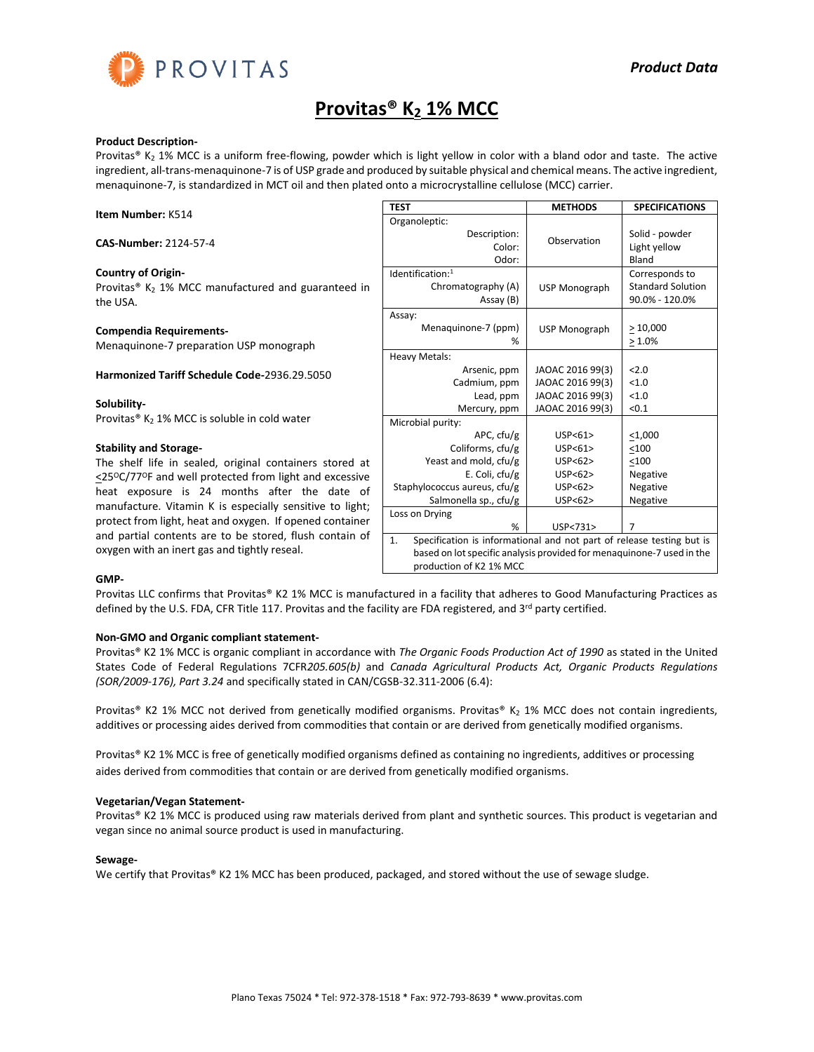PROVITAS

*Product Data*

# Provitas® $K_2$ 1% MCC

**Product Description-**
Provitas® $K_2$ 1% MCC is a uniform free-flowing, powder which is light yellow in color with a bland odor and taste. The active ingredient, all-trans-menaquinone-7 is of USP grade and produced by suitable physical and chemical means. The active ingredient, menaquinone-7, is standardized in MCT oil and then plated onto a microcrystalline cellulose (MCC) carrier.

**Item Number:** K514

**CAS-Number:** 2124-57-4

**Country of Origin-**
Provitas® $K_2$ 1% MCC manufactured and guaranteed in the USA.

**Compendia Requirements-**
Menaquinone-7 preparation USP monograph

**Harmonized Tariff Schedule Code-**2936.29.5050

**Solubility-**
Provitas® $K_2$ 1% MCC is soluble in cold water

**Stability and Storage-**
The shelf life in sealed, original containers stored at ≤25ºC/77ºF and well protected from light and excessive heat exposure is 24 months after the date of manufacture. Vitamin K is especially sensitive to light; protect from light, heat and oxygen. If opened container and partial contents are to be stored, flush contain of oxygen with an inert gas and tightly reseal.

| TEST | METHODS | SPECIFICATIONS |
|---|---|---|
| **Organoleptic:** | | |
| Description: | Observation | Solid - powder |
| Color: | Observation | Light yellow |
| Odor: | Observation | Bland |
| **Identification:**[1] | | |
| Chromatography (A) | USP Monograph | Corresponds to Standard Solution |
| Assay (B) | USP Monograph | 90.0% - 120.0% |
| **Assay:** | | |
| Menaquinone-7 (ppm) | USP Monograph | ≥ 10,000 |
| % | USP Monograph | ≥ 1.0% |
| **Heavy Metals:** | | |
| Arsenic, ppm | JAOAC 2016 99(3) | <2.0 |
| Cadmium, ppm | JAOAC 2016 99(3) | <1.0 |
| Lead, ppm | JAOAC 2016 99(3) | <1.0 |
| Mercury, ppm | JAOAC 2016 99(3) | <0.1 |
| **Microbial purity:** | | |
| APC, cfu/g | USP<61> | ≤1,000 |
| Coliforms, cfu/g | USP<61> | ≤100 |
| Yeast and mold, cfu/g | USP<62> | ≤100 |
| E. Coli, cfu/g | USP<62> | Negative |
| Staphylococcus aureus, cfu/g | USP<62> | Negative |
| Salmonella sp., cfu/g | USP<62> | Negative |
| **Loss on Drying** | | |
| % | USP<731> | 7 |

1. Specification is informational and not part of release testing but is based on lot specific analysis provided for menaquinone-7 used in the production of K2 1% MCC

**GMP-**
Provitas LLC confirms that Provitas® K2 1% MCC is manufactured in a facility that adheres to Good Manufacturing Practices as defined by the U.S. FDA, CFR Title 117. Provitas and the facility are FDA registered, and 3rd party certified.

**Non-GMO and Organic compliant statement-**
Provitas® K2 1% MCC is organic compliant in accordance with *The Organic Foods Production Act of 1990* as stated in the United States Code of Federal Regulations 7CFR*205.605(b)* and *Canada Agricultural Products Act, Organic Products Regulations (SOR/2009-176), Part 3.24* and specifically stated in CAN/CGSB-32.311-2006 (6.4):

Provitas® K2 1% MCC not derived from genetically modified organisms. Provitas® $K_2$ 1% MCC does not contain ingredients, additives or processing aides derived from commodities that contain or are derived from genetically modified organisms.

Provitas® K2 1% MCC is free of genetically modified organisms defined as containing no ingredients, additives or processing aides derived from commodities that contain or are derived from genetically modified organisms.

**Vegetarian/Vegan Statement-**
Provitas® K2 1% MCC is produced using raw materials derived from plant and synthetic sources. This product is vegetarian and vegan since no animal source product is used in manufacturing.

**Sewage-**
We certify that Provitas® K2 1% MCC has been produced, packaged, and stored without the use of sewage sludge.

Plano Texas 75024 * Tel: 972-378-1518 * Fax: 972-793-8639 * www.provitas.com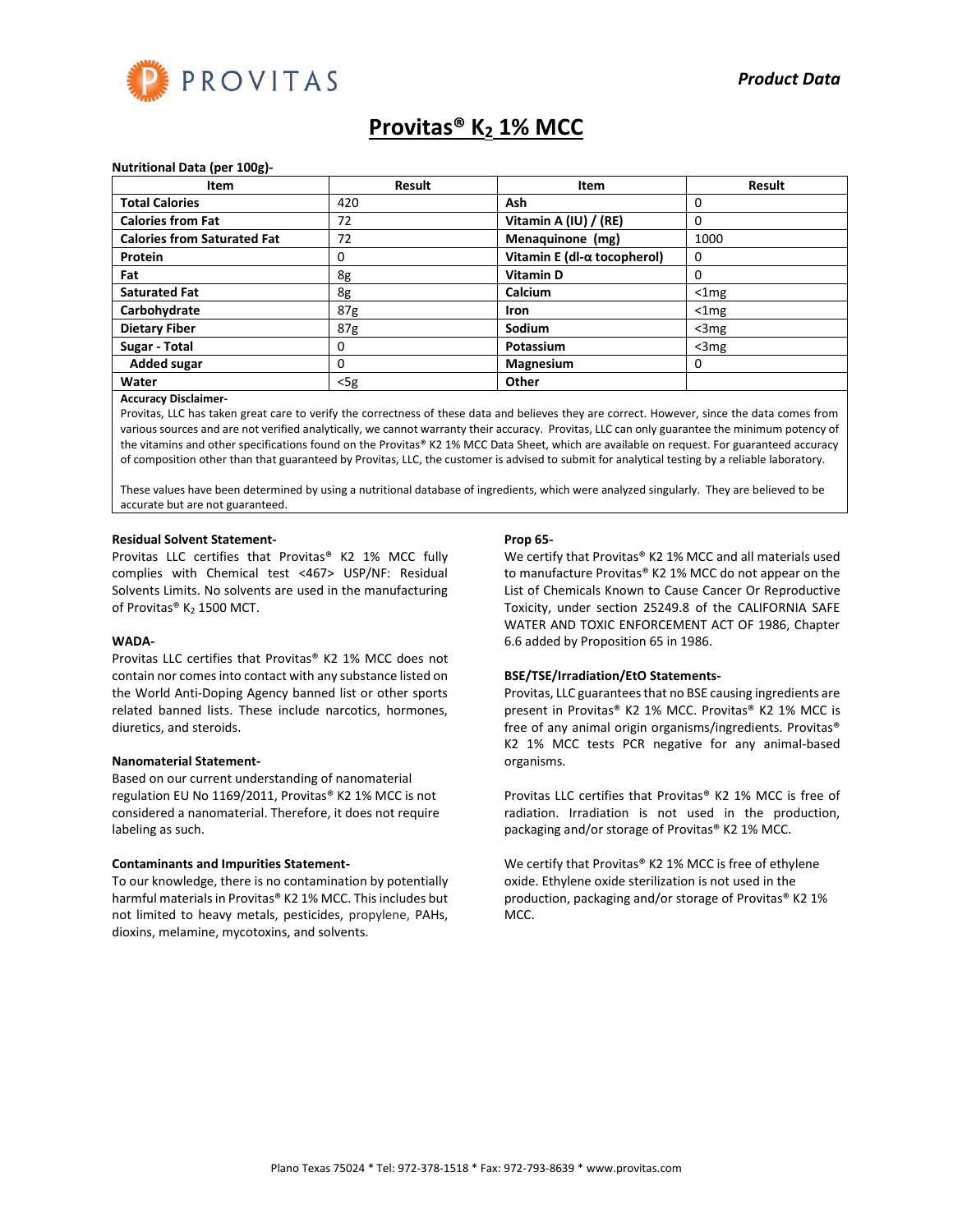*Product Data*

# Provitas® $K_2$ 1% MCC

**Nutritional Data (per 100g)-**

| Item | Result | Item | Result |
|---|---|---|---|
| **Total Calories** | 420 | **Ash** | 0 |
| **Calories from Fat** | 72 | **Vitamin A (IU) / (RE)** | 0 |
| **Calories from Saturated Fat** | 72 | **Menaquinone (mg)** | 1000 |
| **Protein** | 0 | **Vitamin E (dl-α tocopherol)** | 0 |
| **Fat** | 8g | **Vitamin D** | 0 |
| **Saturated Fat** | 8g | **Calcium** | <1mg |
| **Carbohydrate** | 87g | **Iron** | <1mg |
| **Dietary Fiber** | 87g | **Sodium** | <3mg |
| **Sugar - Total** | 0 | **Potassium** | <3mg |
| **Added sugar** | 0 | **Magnesium** | 0 |
| **Water** | <5g | **Other** | |

**Accuracy Disclaimer-**

Provitas, LLC has taken great care to verify the correctness of these data and believes they are correct. However, since the data comes from various sources and are not verified analytically, we cannot warranty their accuracy. Provitas, LLC can only guarantee the minimum potency of the vitamins and other specifications found on the Provitas® K2 1% MCC Data Sheet, which are available on request. For guaranteed accuracy of composition other than that guaranteed by Provitas, LLC, the customer is advised to submit for analytical testing by a reliable laboratory.

These values have been determined by using a nutritional database of ingredients, which were analyzed singularly. They are believed to be accurate but are not guaranteed.

**Residual Solvent Statement-**

Provitas LLC certifies that Provitas® K2 1% MCC fully complies with Chemical test <467> USP/NF: Residual Solvents Limits. No solvents are used in the manufacturing of Provitas® $K_2$ 1500 MCT.

**WADA-**

Provitas LLC certifies that Provitas® K2 1% MCC does not contain nor comes into contact with any substance listed on the World Anti-Doping Agency banned list or other sports related banned lists. These include narcotics, hormones, diuretics, and steroids.

**Nanomaterial Statement-**

Based on our current understanding of nanomaterial regulation EU No 1169/2011, Provitas® K2 1% MCC is not considered a nanomaterial. Therefore, it does not require labeling as such.

**Contaminants and Impurities Statement-**

To our knowledge, there is no contamination by potentially harmful materials in Provitas® K2 1% MCC. This includes but not limited to heavy metals, pesticides, propylene, PAHs, dioxins, melamine, mycotoxins, and solvents.

**Prop 65-**

We certify that Provitas® K2 1% MCC and all materials used to manufacture Provitas® K2 1% MCC do not appear on the List of Chemicals Known to Cause Cancer Or Reproductive Toxicity, under section 25249.8 of the CALIFORNIA SAFE WATER AND TOXIC ENFORCEMENT ACT OF 1986, Chapter 6.6 added by Proposition 65 in 1986.

**BSE/TSE/Irradiation/EtO Statements-**

Provitas, LLC guarantees that no BSE causing ingredients are present in Provitas® K2 1% MCC. Provitas® K2 1% MCC is free of any animal origin organisms/ingredients. Provitas® K2 1% MCC tests PCR negative for any animal-based organisms.

Provitas LLC certifies that Provitas® K2 1% MCC is free of radiation. Irradiation is not used in the production, packaging and/or storage of Provitas® K2 1% MCC.

We certify that Provitas® K2 1% MCC is free of ethylene oxide. Ethylene oxide sterilization is not used in the production, packaging and/or storage of Provitas® K2 1% MCC.

Plano Texas 75024 * Tel: 972-378-1518 * Fax: 972-793-8639 * www.provitas.com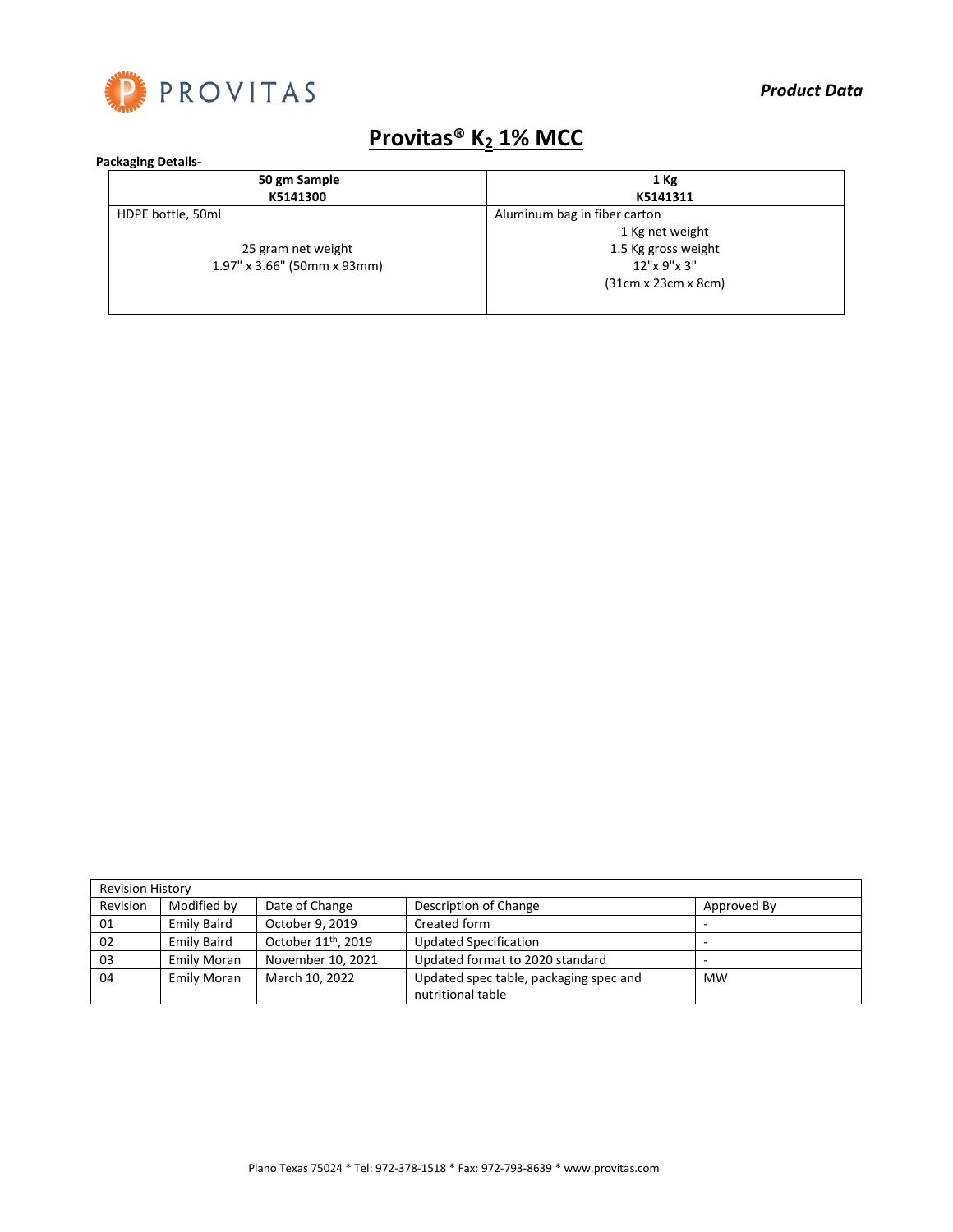# Provitas® $K_2$ 1% MCC

**Packaging Details-**

| **50 gm Sample**<br>**K5141300** | **1 Kg**<br>**K5141311** |
|---|---|
| HDPE bottle, 50ml<br><br>25 gram net weight<br>1.97" x 3.66" (50mm x 93mm) | Aluminum bag in fiber carton<br>1 Kg net weight<br>1.5 Kg gross weight<br>12"x 9"x 3"<br>(31cm x 23cm x 8cm) |

| Revision History | | | | |
|---|---|---|---|---|
| Revision | Modified by | Date of Change | Description of Change | Approved By |
| 01 | Emily Baird | October 9, 2019 | Created form | - |
| 02 | Emily Baird | October 11th, 2019 | Updated Specification | - |
| 03 | Emily Moran | November 10, 2021 | Updated format to 2020 standard | - |
| 04 | Emily Moran | March 10, 2022 | Updated spec table, packaging spec and nutritional table | MW |

Plano Texas 75024 * Tel: 972-378-1518 * Fax: 972-793-8639 * www.provitas.com